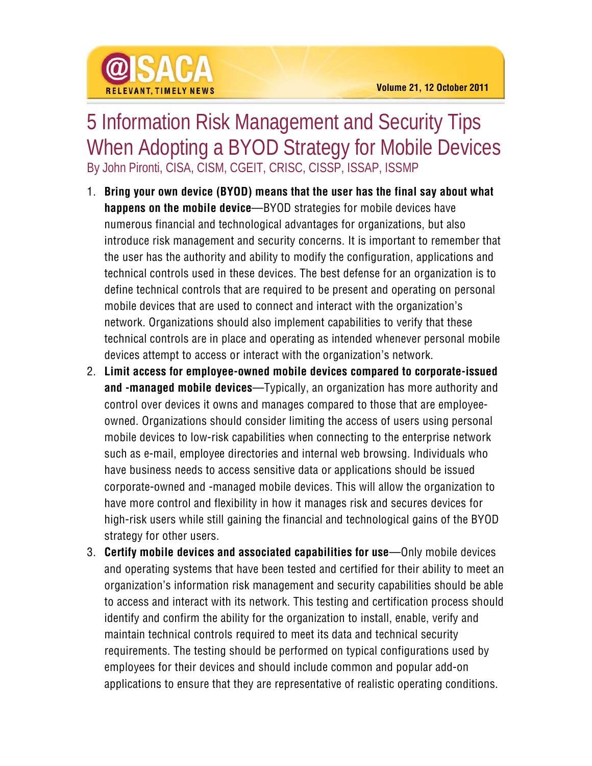# 5 Information Risk Management and Security Tips When Adopting a BYOD Strategy for Mobile Devices

By John Pironti, CISA, CISM, CGEIT, CRISC, CISSP, ISSAP, ISSMP

1. **Bring your own device (BYOD) means that the user has the final say about what happens on the mobile device**—BYOD strategies for mobile devices have numerous financial and technological advantages for organizations, but also introduce risk management and security concerns. It is important to remember that the user has the authority and ability to modify the configuration, applications and technical controls used in these devices. The best defense for an organization is to define technical controls that are required to be present and operating on personal mobile devices that are used to connect and interact with the organization's network. Organizations should also implement capabilities to verify that these technical controls are in place and operating as intended whenever personal mobile devices attempt to access or interact with the organization's network.
2. **Limit access for employee-owned mobile devices compared to corporate-issued and -managed mobile devices**—Typically, an organization has more authority and control over devices it owns and manages compared to those that are employee-owned. Organizations should consider limiting the access of users using personal mobile devices to low-risk capabilities when connecting to the enterprise network such as e-mail, employee directories and internal web browsing. Individuals who have business needs to access sensitive data or applications should be issued corporate-owned and -managed mobile devices. This will allow the organization to have more control and flexibility in how it manages risk and secures devices for high-risk users while still gaining the financial and technological gains of the BYOD strategy for other users.
3. **Certify mobile devices and associated capabilities for use**—Only mobile devices and operating systems that have been tested and certified for their ability to meet an organization's information risk management and security capabilities should be able to access and interact with its network. This testing and certification process should identify and confirm the ability for the organization to install, enable, verify and maintain technical controls required to meet its data and technical security requirements. The testing should be performed on typical configurations used by employees for their devices and should include common and popular add-on applications to ensure that they are representative of realistic operating conditions.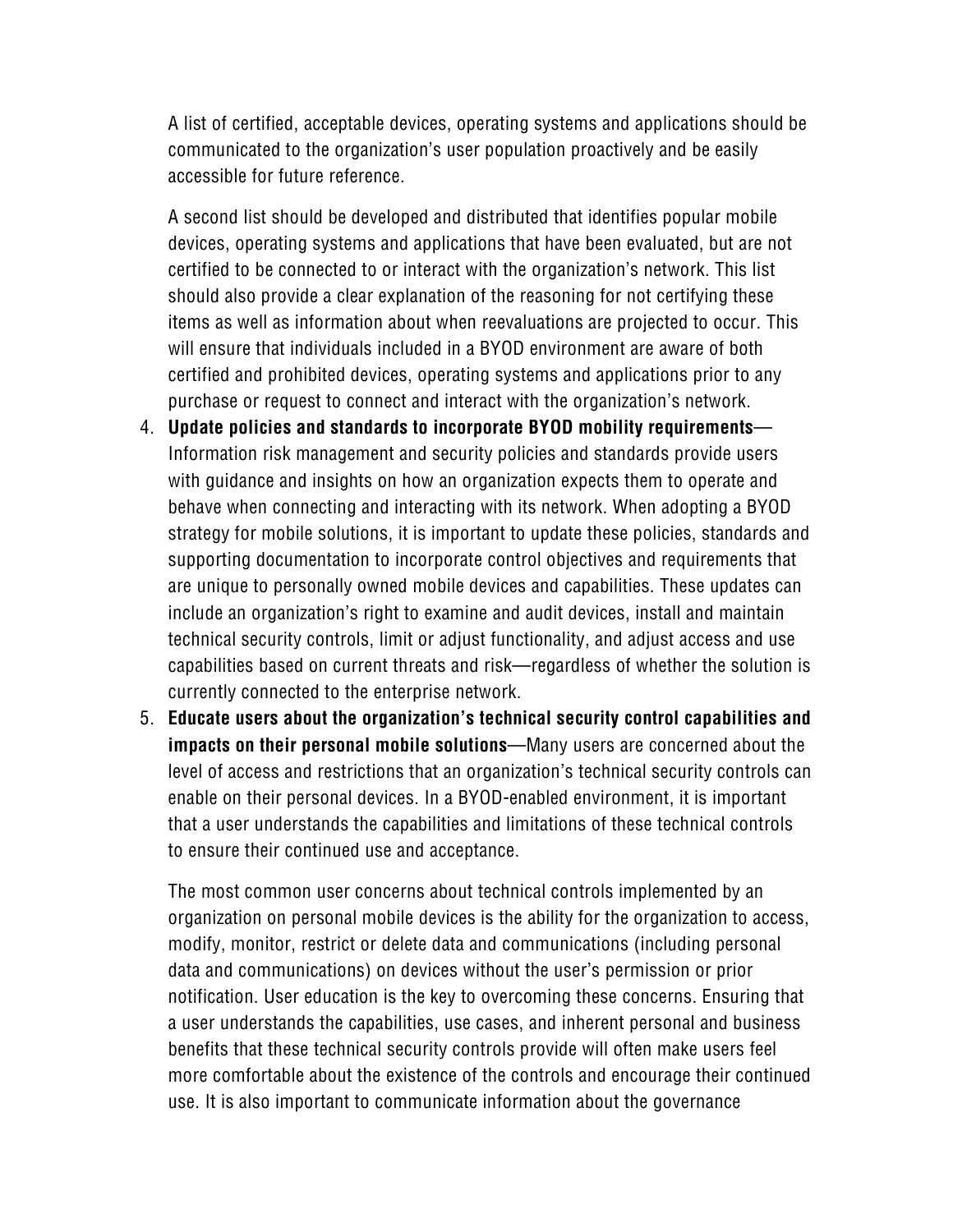A list of certified, acceptable devices, operating systems and applications should be communicated to the organization's user population proactively and be easily accessible for future reference.

A second list should be developed and distributed that identifies popular mobile devices, operating systems and applications that have been evaluated, but are not certified to be connected to or interact with the organization's network. This list should also provide a clear explanation of the reasoning for not certifying these items as well as information about when reevaluations are projected to occur. This will ensure that individuals included in a BYOD environment are aware of both certified and prohibited devices, operating systems and applications prior to any purchase or request to connect and interact with the organization's network.

4. **Update policies and standards to incorporate BYOD mobility requirements**—Information risk management and security policies and standards provide users with guidance and insights on how an organization expects them to operate and behave when connecting and interacting with its network. When adopting a BYOD strategy for mobile solutions, it is important to update these policies, standards and supporting documentation to incorporate control objectives and requirements that are unique to personally owned mobile devices and capabilities. These updates can include an organization's right to examine and audit devices, install and maintain technical security controls, limit or adjust functionality, and adjust access and use capabilities based on current threats and risk—regardless of whether the solution is currently connected to the enterprise network.
5. **Educate users about the organization's technical security control capabilities and impacts on their personal mobile solutions**—Many users are concerned about the level of access and restrictions that an organization's technical security controls can enable on their personal devices. In a BYOD-enabled environment, it is important that a user understands the capabilities and limitations of these technical controls to ensure their continued use and acceptance.

   The most common user concerns about technical controls implemented by an organization on personal mobile devices is the ability for the organization to access, modify, monitor, restrict or delete data and communications (including personal data and communications) on devices without the user's permission or prior notification. User education is the key to overcoming these concerns. Ensuring that a user understands the capabilities, use cases, and inherent personal and business benefits that these technical security controls provide will often make users feel more comfortable about the existence of the controls and encourage their continued use. It is also important to communicate information about the governance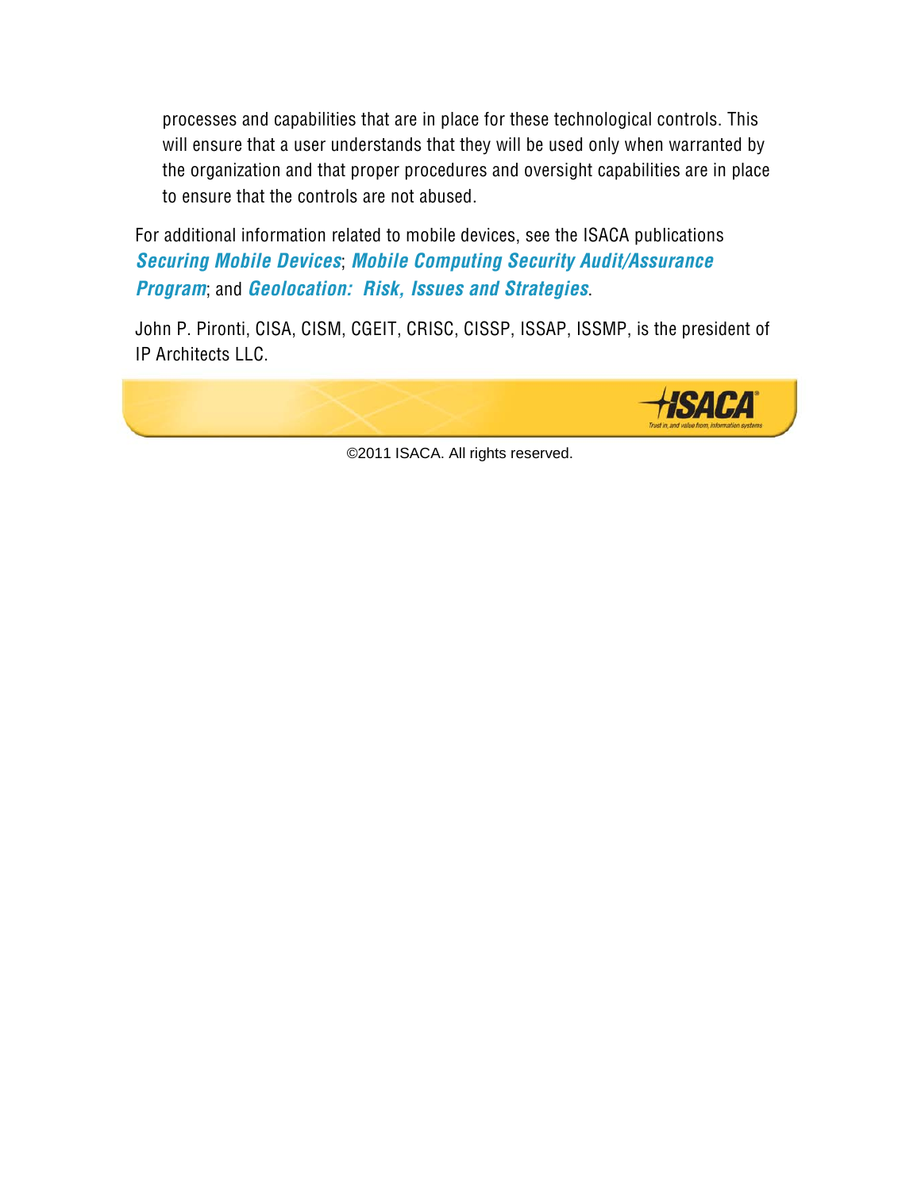processes and capabilities that are in place for these technological controls. This will ensure that a user understands that they will be used only when warranted by the organization and that proper procedures and oversight capabilities are in place to ensure that the controls are not abused.

For additional information related to mobile devices, see the ISACA publications ***Securing Mobile Devices***; ***Mobile Computing Security Audit/Assurance Program***; and ***Geolocation: Risk, Issues and Strategies***.

John P. Pironti, CISA, CISM, CGEIT, CRISC, CISSP, ISSAP, ISSMP, is the president of IP Architects LLC.

ISACA

Trust in, and value from, information systems

©2011 ISACA. All rights reserved.